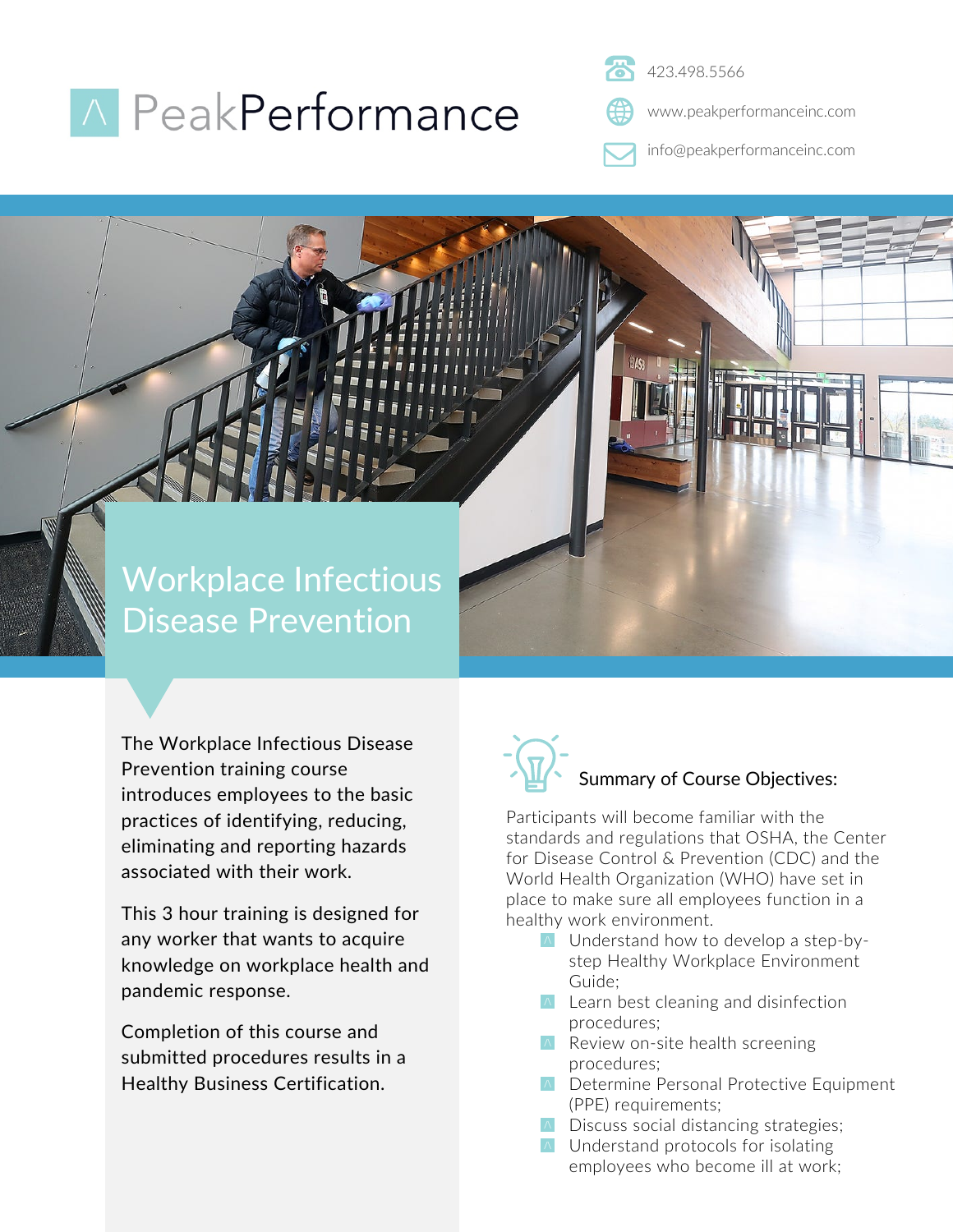# PeakPerformance

423.498.5566

www.peakperformanceinc.com

info@peakperformanceinc.com

## Workplace Infectious Disease Prevention

The Workplace Infectious Disease Prevention training course introduces employees to the basic practices of identifying, reducing, eliminating and reporting hazards associated with their work.

This 3 hour training is designed for any worker that wants to acquire knowledge on workplace health and pandemic response.

Completion of this course and submitted procedures results in a Healthy Business Certification.

### Summary of Course Objectives:

Participants will become familiar with the standards and regulations that OSHA, the Center for Disease Control & Prevention (CDC) and the World Health Organization (WHO) have set in place to make sure all employees function in a healthy work environment.

- Understand how to develop a step-by-step Healthy Workplace Environment Guide;
- Learn best cleaning and disinfection procedures;
- Review on-site health screening procedures;
- Determine Personal Protective Equipment (PPE) requirements;
- Discuss social distancing strategies;
- Understand protocols for isolating employees who become ill at work;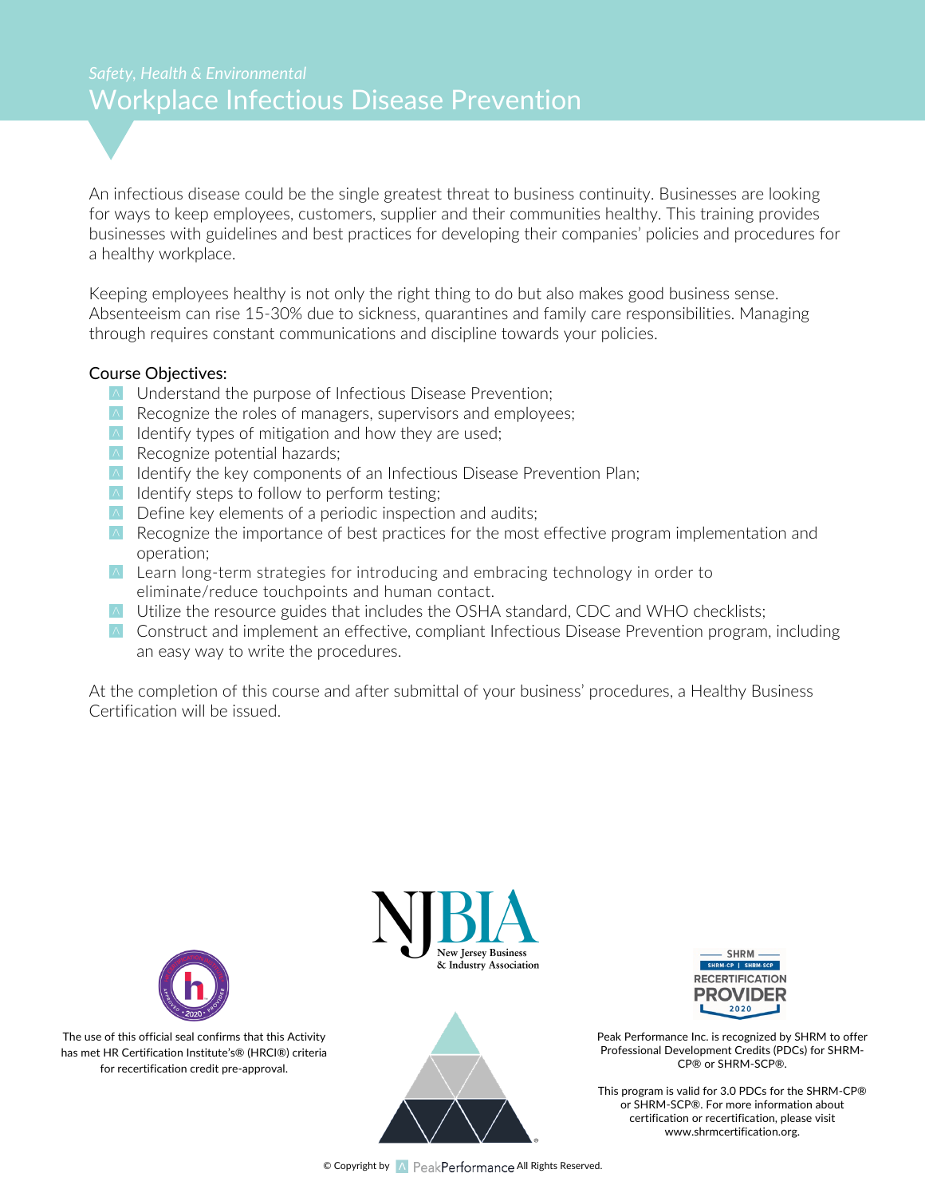*Safety, Health & Environmental*

# Workplace Infectious Disease Prevention

An infectious disease could be the single greatest threat to business continuity. Businesses are looking for ways to keep employees, customers, supplier and their communities healthy. This training provides businesses with guidelines and best practices for developing their companies' policies and procedures for a healthy workplace.

Keeping employees healthy is not only the right thing to do but also makes good business sense. Absenteeism can rise 15-30% due to sickness, quarantines and family care responsibilities. Managing through requires constant communications and discipline towards your policies.

## Course Objectives:

- Understand the purpose of Infectious Disease Prevention;
- Recognize the roles of managers, supervisors and employees;
- Identify types of mitigation and how they are used;
- Recognize potential hazards;
- Identify the key components of an Infectious Disease Prevention Plan;
- Identify steps to follow to perform testing;
- Define key elements of a periodic inspection and audits;
- Recognize the importance of best practices for the most effective program implementation and operation;
- Learn long-term strategies for introducing and embracing technology in order to eliminate/reduce touchpoints and human contact.
- Utilize the resource guides that includes the OSHA standard, CDC and WHO checklists;
- Construct and implement an effective, compliant Infectious Disease Prevention program, including an easy way to write the procedures.

At the completion of this course and after submittal of your business' procedures, a Healthy Business Certification will be issued.

NJBIA New Jersey Business & Industry Association

The use of this official seal confirms that this Activity has met HR Certification Institute's® (HRCI®) criteria for recertification credit pre-approval.

SHRM SHRM-CP | SHRM-SCP RECERTIFICATION PROVIDER 2020

Peak Performance Inc. is recognized by SHRM to offer Professional Development Credits (PDCs) for SHRM-CP® or SHRM-SCP®.

This program is valid for 3.0 PDCs for the SHRM-CP® or SHRM-SCP®. For more information about certification or recertification, please visit www.shrmcertification.org.

© Copyright by PeakPerformance All Rights Reserved.